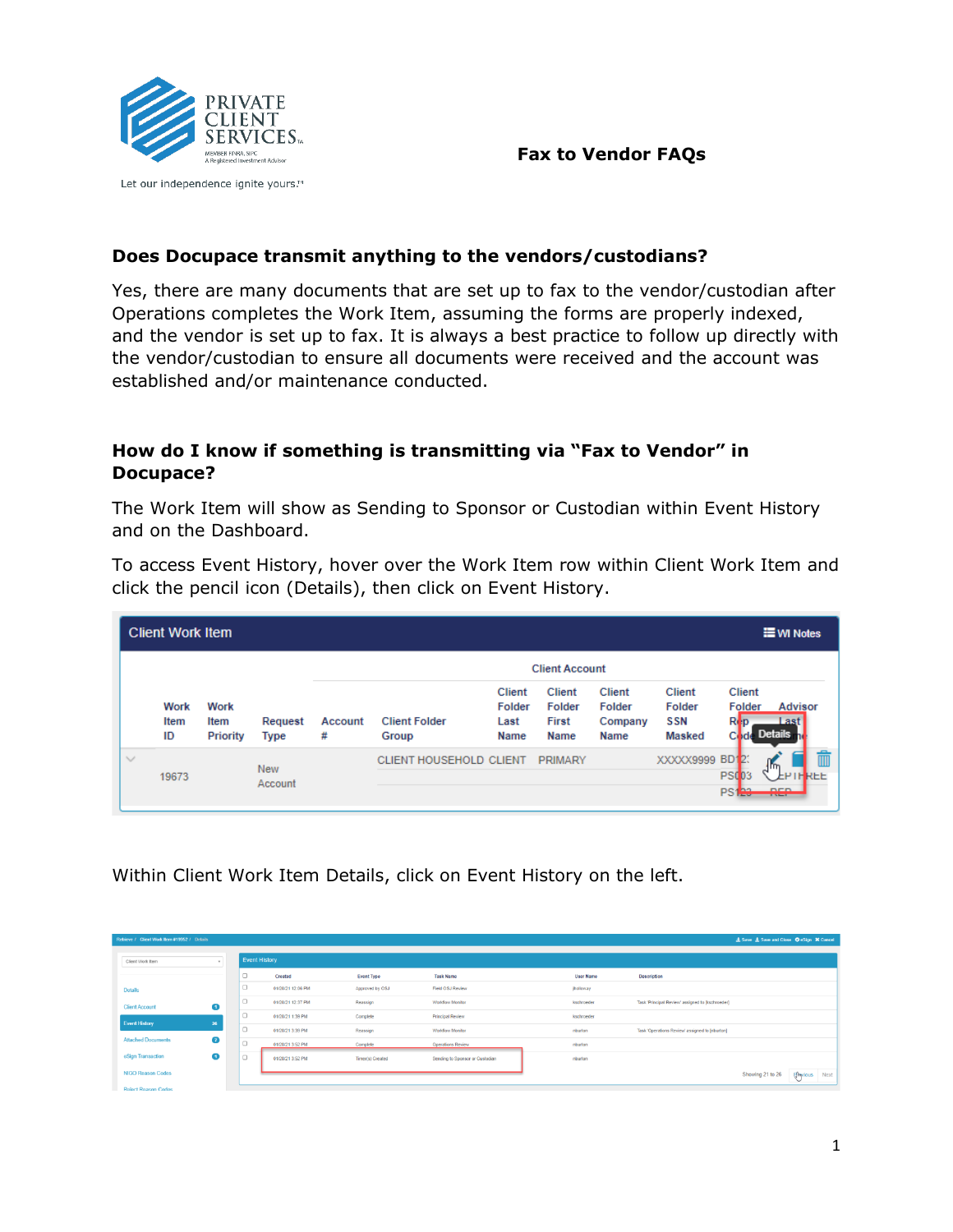Let our independence ignite yours.™

# Fax to Vendor FAQs

## Does Docupace transmit anything to the vendors/custodians?

Yes, there are many documents that are set up to fax to the vendor/custodian after Operations completes the Work Item, assuming the forms are properly indexed, and the vendor is set up to fax. It is always a best practice to follow up directly with the vendor/custodian to ensure all documents were received and the account was established and/or maintenance conducted.

## How do I know if something is transmitting via "Fax to Vendor" in Docupace?

The Work Item will show as Sending to Sponsor or Custodian within Event History and on the Dashboard.

To access Event History, hover over the Work Item row within Client Work Item and click the pencil icon (Details), then click on Event History.

Within Client Work Item Details, click on Event History on the left.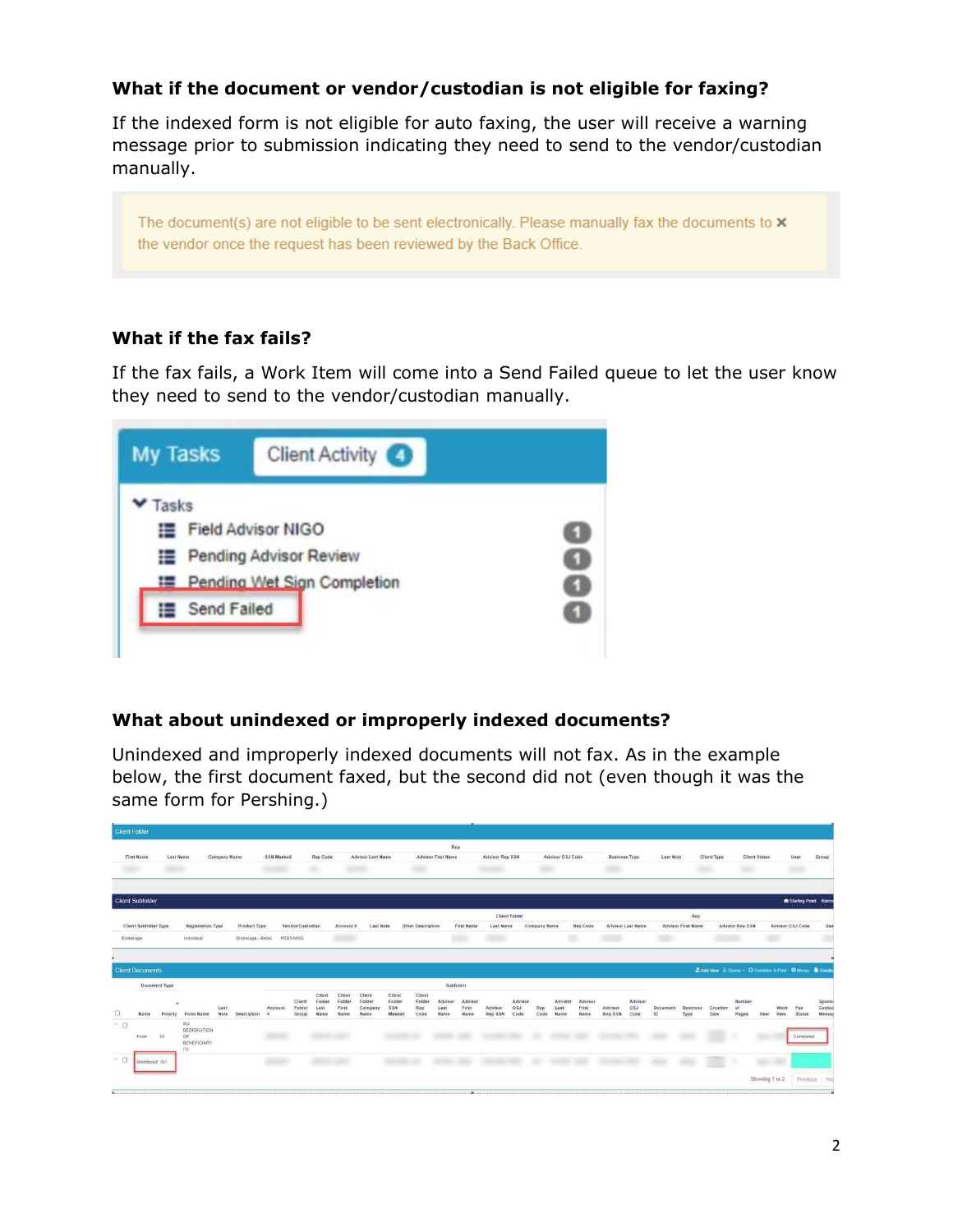### What if the document or vendor/custodian is not eligible for faxing?

If the indexed form is not eligible for auto faxing, the user will receive a warning message prior to submission indicating they need to send to the vendor/custodian manually.

> The document(s) are not eligible to be sent electronically. Please manually fax the documents to the vendor once the request has been reviewed by the Back Office.

### What if the fax fails?

If the fax fails, a Work Item will come into a Send Failed queue to let the user know they need to send to the vendor/custodian manually.

### What about unindexed or improperly indexed documents?

Unindexed and improperly indexed documents will not fax. As in the example below, the first document faxed, but the second did not (even though it was the same form for Pershing.)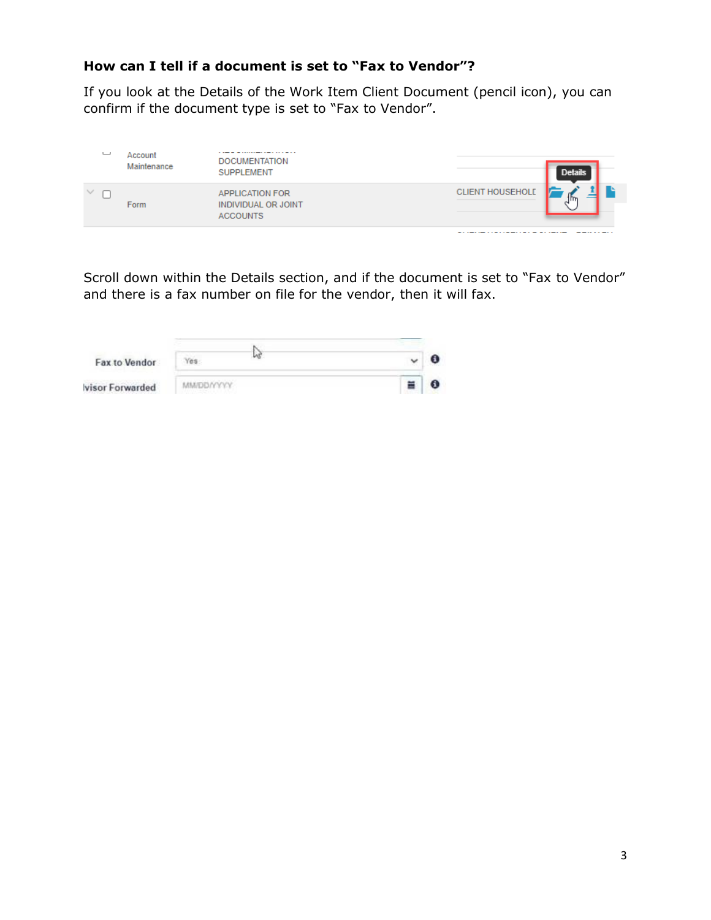**How can I tell if a document is set to "Fax to Vendor"?**

If you look at the Details of the Work Item Client Document (pencil icon), you can confirm if the document type is set to "Fax to Vendor".

Scroll down within the Details section, and if the document is set to "Fax to Vendor" and there is a fax number on file for the vendor, then it will fax.